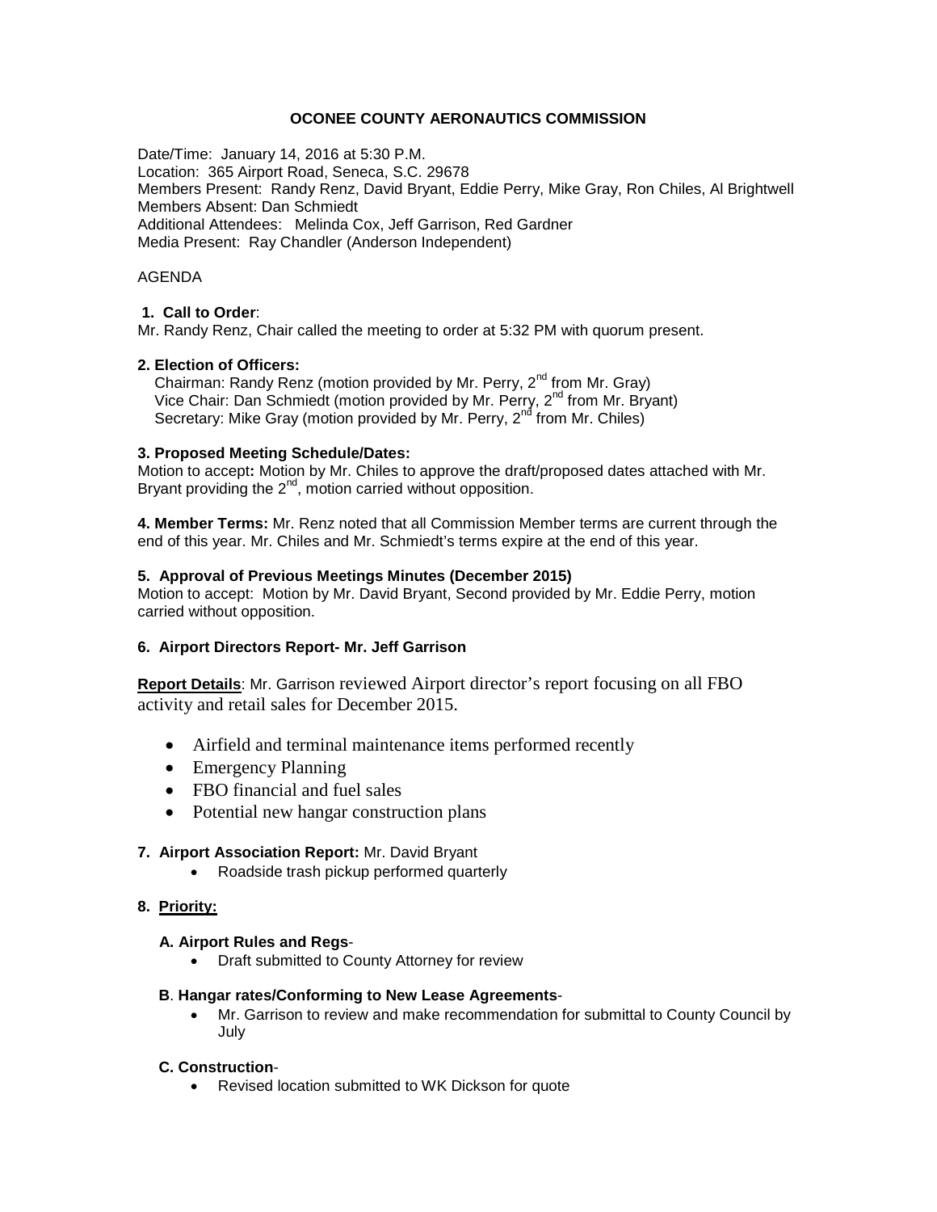# OCONEE COUNTY AERONAUTICS COMMISSION

Date/Time: January 14, 2016 at 5:30 P.M.
Location: 365 Airport Road, Seneca, S.C. 29678
Members Present: Randy Renz, David Bryant, Eddie Perry, Mike Gray, Ron Chiles, Al Brightwell
Members Absent: Dan Schmiedt
Additional Attendees: Melinda Cox, Jeff Garrison, Red Gardner
Media Present: Ray Chandler (Anderson Independent)

AGENDA

**1. Call to Order**:
Mr. Randy Renz, Chair called the meeting to order at 5:32 PM with quorum present.

**2. Election of Officers:**
Chairman: Randy Renz (motion provided by Mr. Perry, 2nd from Mr. Gray)
Vice Chair: Dan Schmiedt (motion provided by Mr. Perry, 2nd from Mr. Bryant)
Secretary: Mike Gray (motion provided by Mr. Perry, 2nd from Mr. Chiles)

**3. Proposed Meeting Schedule/Dates:**
Motion to accept**:** Motion by Mr. Chiles to approve the draft/proposed dates attached with Mr. Bryant providing the 2nd, motion carried without opposition.

**4. Member Terms:** Mr. Renz noted that all Commission Member terms are current through the end of this year. Mr. Chiles and Mr. Schmiedt's terms expire at the end of this year.

**5. Approval of Previous Meetings Minutes (December 2015)**
Motion to accept: Motion by Mr. David Bryant, Second provided by Mr. Eddie Perry, motion carried without opposition.

**6. Airport Directors Report- Mr. Jeff Garrison**

**Report Details**: Mr. Garrison reviewed Airport director's report focusing on all FBO activity and retail sales for December 2015.

- Airfield and terminal maintenance items performed recently
- Emergency Planning
- FBO financial and fuel sales
- Potential new hangar construction plans

**7. Airport Association Report:** Mr. David Bryant

- Roadside trash pickup performed quarterly

**8. Priority:**

**A. Airport Rules and Regs**-

- Draft submitted to County Attorney for review

**B**. **Hangar rates/Conforming to New Lease Agreements**-

- Mr. Garrison to review and make recommendation for submittal to County Council by July

**C. Construction**-

- Revised location submitted to WK Dickson for quote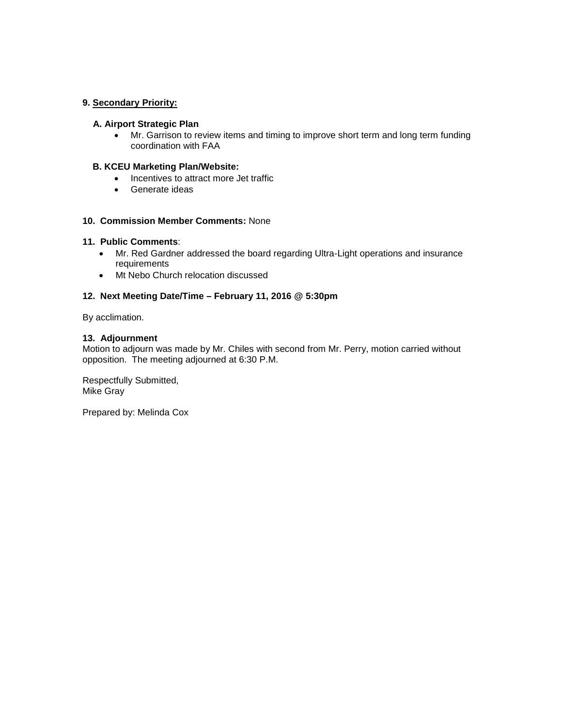**9. <u>Secondary Priority:</u>**

**A. Airport Strategic Plan**

- Mr. Garrison to review items and timing to improve short term and long term funding coordination with FAA

**B. KCEU Marketing Plan/Website:**

- Incentives to attract more Jet traffic
- Generate ideas

**10. Commission Member Comments:** None

**11. Public Comments**:

- Mr. Red Gardner addressed the board regarding Ultra-Light operations and insurance requirements
- Mt Nebo Church relocation discussed

**12. Next Meeting Date/Time – February 11, 2016 @ 5:30pm**

By acclimation.

**13. Adjournment**

Motion to adjourn was made by Mr. Chiles with second from Mr. Perry, motion carried without opposition. The meeting adjourned at 6:30 P.M.

Respectfully Submitted,
Mike Gray

Prepared by: Melinda Cox